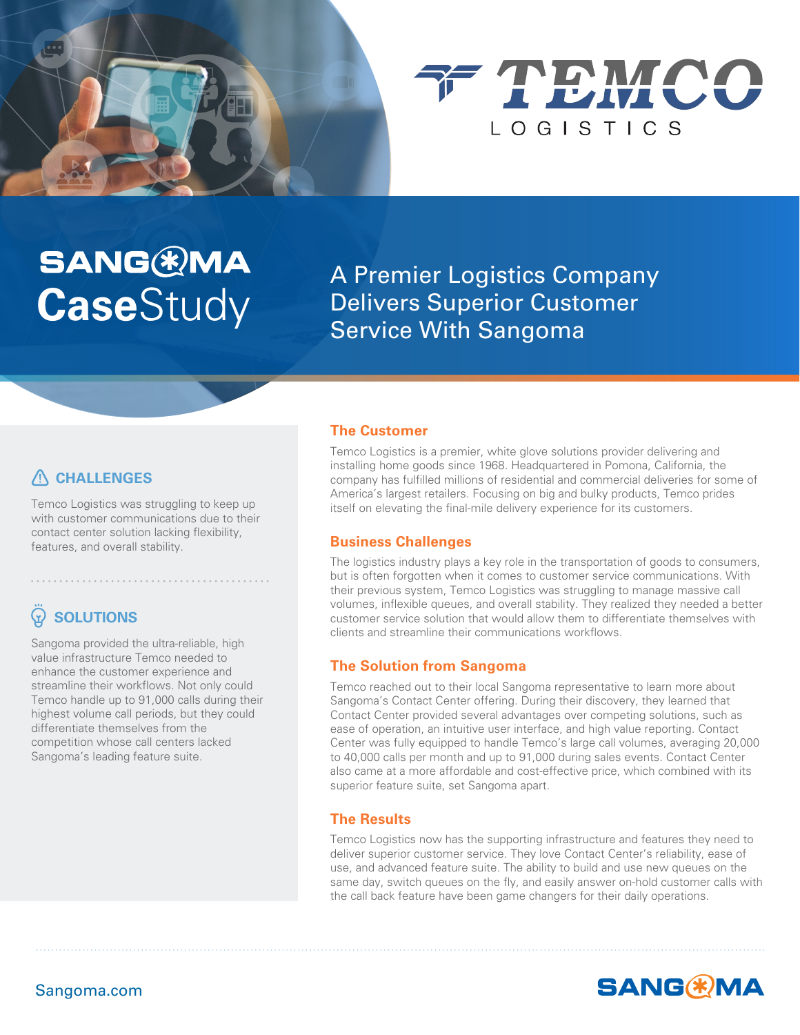TEMCO LOGISTICS

SANGOMA **Case**Study

# A Premier Logistics Company Delivers Superior Customer Service With Sangoma

## CHALLENGES

Temco Logistics was struggling to keep up with customer communications due to their contact center solution lacking flexibility, features, and overall stability.

## SOLUTIONS

Sangoma provided the ultra-reliable, high value infrastructure Temco needed to enhance the customer experience and streamline their workflows. Not only could Temco handle up to 91,000 calls during their highest volume call periods, but they could differentiate themselves from the competition whose call centers lacked Sangoma's leading feature suite.

## The Customer

Temco Logistics is a premier, white glove solutions provider delivering and installing home goods since 1968. Headquartered in Pomona, California, the company has fulfilled millions of residential and commercial deliveries for some of America's largest retailers. Focusing on big and bulky products, Temco prides itself on elevating the final-mile delivery experience for its customers.

## Business Challenges

The logistics industry plays a key role in the transportation of goods to consumers, but is often forgotten when it comes to customer service communications. With their previous system, Temco Logistics was struggling to manage massive call volumes, inflexible queues, and overall stability. They realized they needed a better customer service solution that would allow them to differentiate themselves with clients and streamline their communications workflows.

## The Solution from Sangoma

Temco reached out to their local Sangoma representative to learn more about Sangoma's Contact Center offering. During their discovery, they learned that Contact Center provided several advantages over competing solutions, such as ease of operation, an intuitive user interface, and high value reporting. Contact Center was fully equipped to handle Temco's large call volumes, averaging 20,000 to 40,000 calls per month and up to 91,000 during sales events. Contact Center also came at a more affordable and cost-effective price, which combined with its superior feature suite, set Sangoma apart.

## The Results

Temco Logistics now has the supporting infrastructure and features they need to deliver superior customer service. They love Contact Center's reliability, ease of use, and advanced feature suite. The ability to build and use new queues on the same day, switch queues on the fly, and easily answer on-hold customer calls with the call back feature have been game changers for their daily operations.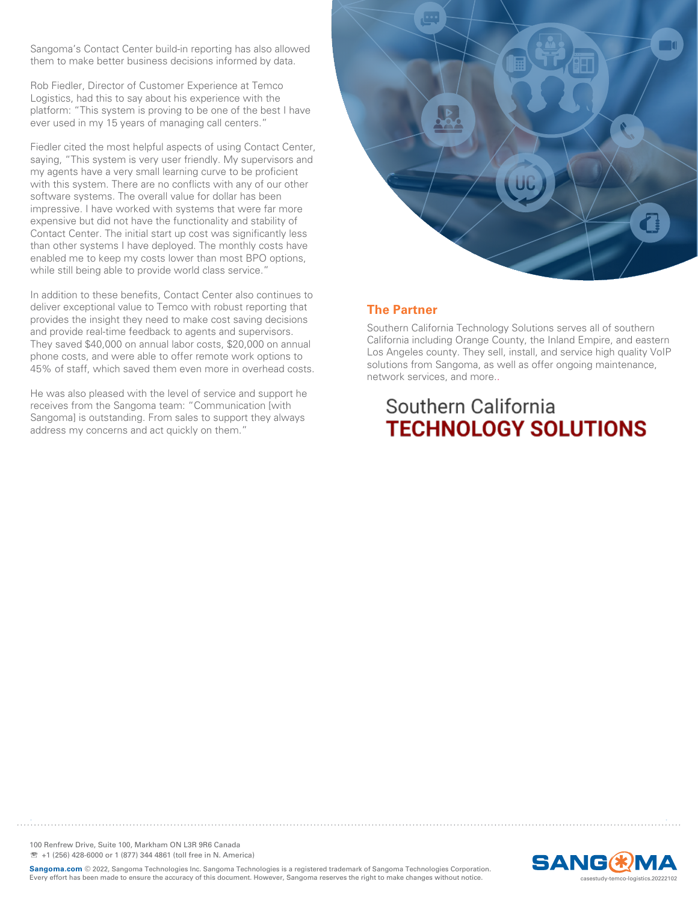Sangoma's Contact Center build-in reporting has also allowed them to make better business decisions informed by data.

Rob Fiedler, Director of Customer Experience at Temco Logistics, had this to say about his experience with the platform: "This system is proving to be one of the best I have ever used in my 15 years of managing call centers."

Fiedler cited the most helpful aspects of using Contact Center, saying, "This system is very user friendly. My supervisors and my agents have a very small learning curve to be proficient with this system. There are no conflicts with any of our other software systems. The overall value for dollar has been impressive. I have worked with systems that were far more expensive but did not have the functionality and stability of Contact Center. The initial start up cost was significantly less than other systems I have deployed. The monthly costs have enabled me to keep my costs lower than most BPO options, while still being able to provide world class service."

In addition to these benefits, Contact Center also continues to deliver exceptional value to Temco with robust reporting that provides the insight they need to make cost saving decisions and provide real-time feedback to agents and supervisors. They saved $40,000 on annual labor costs, $20,000 on annual phone costs, and were able to offer remote work options to 45% of staff, which saved them even more in overhead costs.

He was also pleased with the level of service and support he receives from the Sangoma team: "Communication [with Sangoma] is outstanding. From sales to support they always address my concerns and act quickly on them."

## The Partner

Southern California Technology Solutions serves all of southern California including Orange County, the Inland Empire, and eastern Los Angeles county. They sell, install, and service high quality VoIP solutions from Sangoma, as well as offer ongoing maintenance, network services, and more..

Southern California
**TECHNOLOGY SOLUTIONS**

100 Renfrew Drive, Suite 100, Markham ON L3R 9R6 Canada
☏ +1 (256) 428-6000 or 1 (877) 344 4861 (toll free in N. America)

**Sangoma.com** © 2022, Sangoma Technologies Inc. Sangoma Technologies is a registered trademark of Sangoma Technologies Corporation. Every effort has been made to ensure the accuracy of this document. However, Sangoma reserves the right to make changes without notice.

SANGOMA

casestudy-temco-logistics.20222102